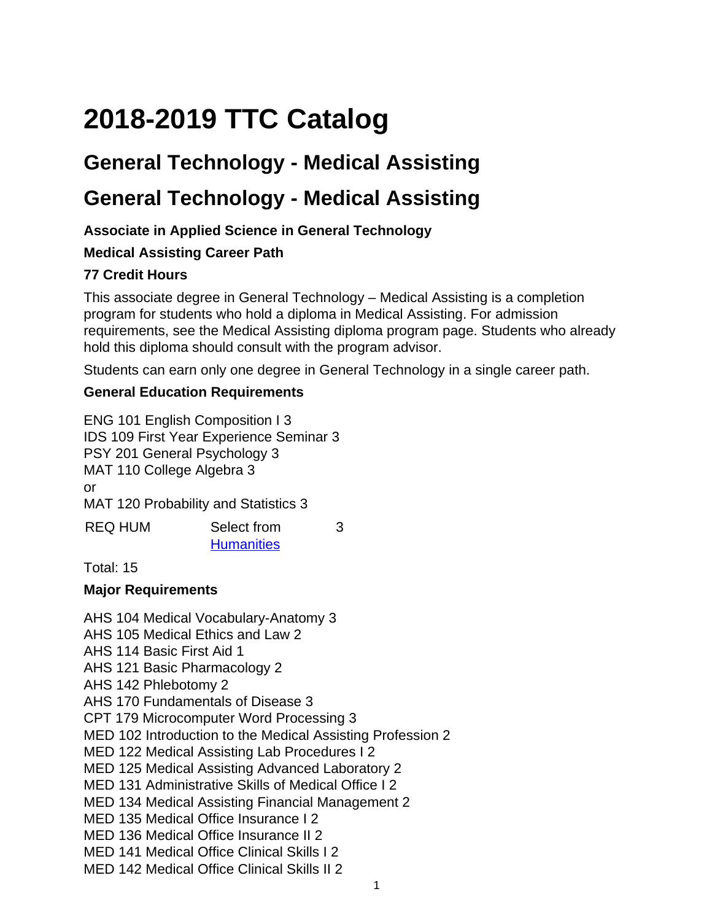# 2018-2019 TTC Catalog

## General Technology - Medical Assisting

## General Technology - Medical Assisting

**Associate in Applied Science in General Technology**

**Medical Assisting Career Path**

**77 Credit Hours**

This associate degree in General Technology – Medical Assisting is a completion program for students who hold a diploma in Medical Assisting. For admission requirements, see the Medical Assisting diploma program page. Students who already hold this diploma should consult with the program advisor.

Students can earn only one degree in General Technology in a single career path.

**General Education Requirements**

ENG 101 English Composition I 3  
IDS 109 First Year Experience Seminar 3  
PSY 201 General Psychology 3  
MAT 110 College Algebra 3  
or  
MAT 120 Probability and Statistics 3

| REQ HUM | Select from Humanities | 3 |
|---|---|---|

Total: 15

**Major Requirements**

AHS 104 Medical Vocabulary-Anatomy 3  
AHS 105 Medical Ethics and Law 2  
AHS 114 Basic First Aid 1  
AHS 121 Basic Pharmacology 2  
AHS 142 Phlebotomy 2  
AHS 170 Fundamentals of Disease 3  
CPT 179 Microcomputer Word Processing 3  
MED 102 Introduction to the Medical Assisting Profession 2  
MED 122 Medical Assisting Lab Procedures I 2  
MED 125 Medical Assisting Advanced Laboratory 2  
MED 131 Administrative Skills of Medical Office I 2  
MED 134 Medical Assisting Financial Management 2  
MED 135 Medical Office Insurance I 2  
MED 136 Medical Office Insurance II 2  
MED 141 Medical Office Clinical Skills I 2  
MED 142 Medical Office Clinical Skills II 2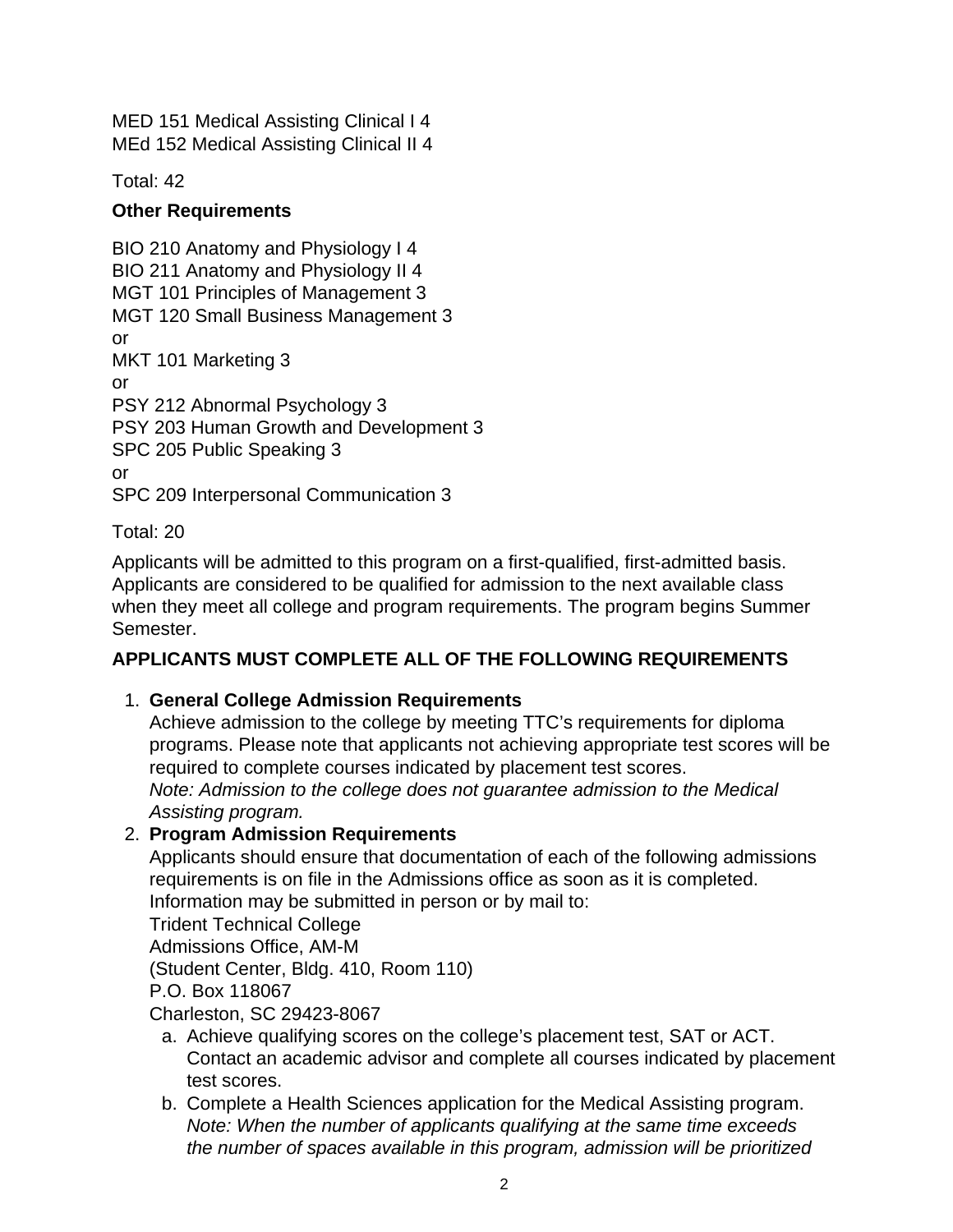MED 151 Medical Assisting Clinical I 4
MEd 152 Medical Assisting Clinical II 4

Total: 42

**Other Requirements**

BIO 210 Anatomy and Physiology I 4
BIO 211 Anatomy and Physiology II 4
MGT 101 Principles of Management 3
MGT 120 Small Business Management 3
or
MKT 101 Marketing 3
or
PSY 212 Abnormal Psychology 3
PSY 203 Human Growth and Development 3
SPC 205 Public Speaking 3
or
SPC 209 Interpersonal Communication 3

Total: 20

Applicants will be admitted to this program on a first-qualified, first-admitted basis. Applicants are considered to be qualified for admission to the next available class when they meet all college and program requirements. The program begins Summer Semester.

**APPLICANTS MUST COMPLETE ALL OF THE FOLLOWING REQUIREMENTS**

1. **General College Admission Requirements**
   Achieve admission to the college by meeting TTC's requirements for diploma programs. Please note that applicants not achieving appropriate test scores will be required to complete courses indicated by placement test scores.
   *Note: Admission to the college does not guarantee admission to the Medical Assisting program.*
2. **Program Admission Requirements**
   Applicants should ensure that documentation of each of the following admissions requirements is on file in the Admissions office as soon as it is completed. Information may be submitted in person or by mail to:
   Trident Technical College
   Admissions Office, AM-M
   (Student Center, Bldg. 410, Room 110)
   P.O. Box 118067
   Charleston, SC 29423-8067
   a. Achieve qualifying scores on the college's placement test, SAT or ACT. Contact an academic advisor and complete all courses indicated by placement test scores.
   b. Complete a Health Sciences application for the Medical Assisting program. *Note: When the number of applicants qualifying at the same time exceeds the number of spaces available in this program, admission will be prioritized*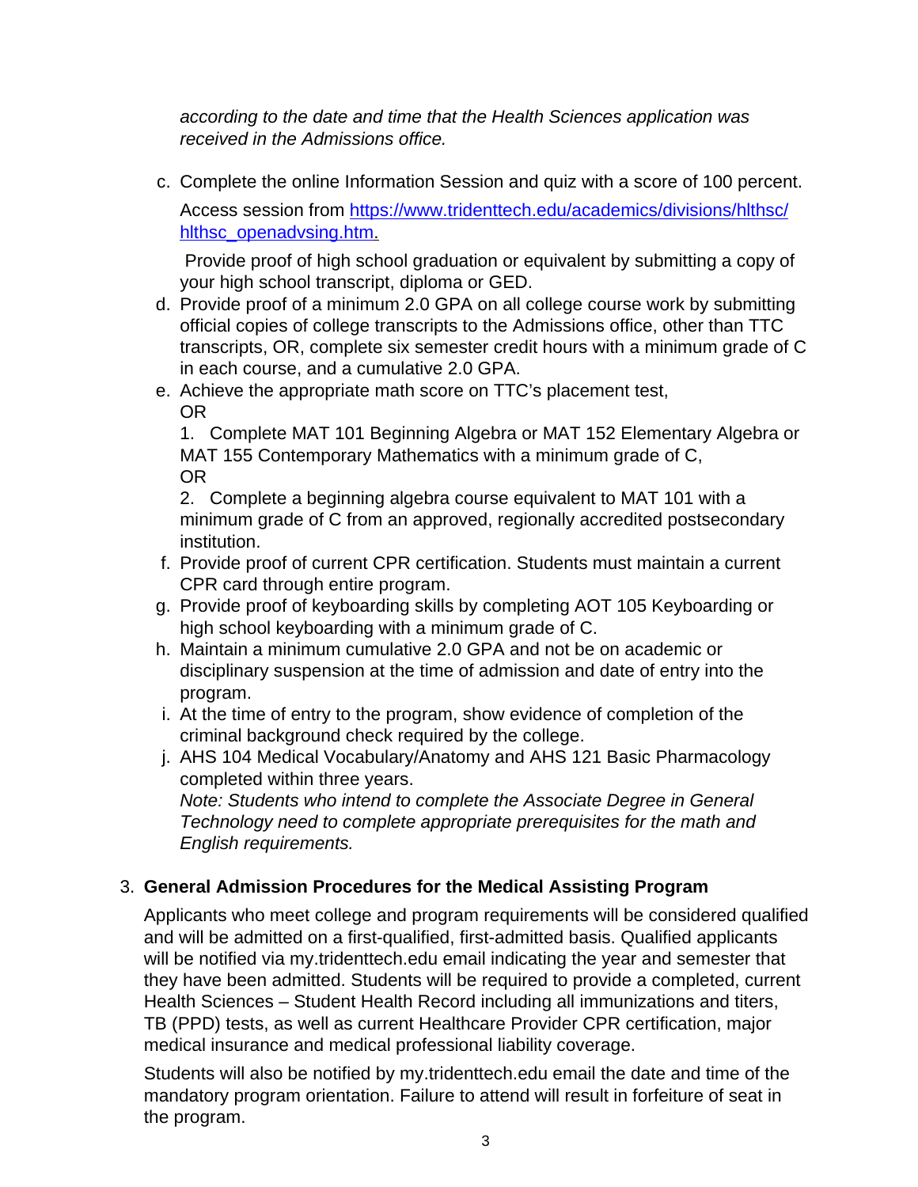*according to the date and time that the Health Sciences application was received in the Admissions office.*

c. Complete the online Information Session and quiz with a score of 100 percent.

   Access session from [https://www.tridenttech.edu/academics/divisions/hlthsc/hlthsc_openadvsing.htm](https://www.tridenttech.edu/academics/divisions/hlthsc/hlthsc_openadvsing.htm).

   Provide proof of high school graduation or equivalent by submitting a copy of your high school transcript, diploma or GED.

d. Provide proof of a minimum 2.0 GPA on all college course work by submitting official copies of college transcripts to the Admissions office, other than TTC transcripts, OR, complete six semester credit hours with a minimum grade of C in each course, and a cumulative 2.0 GPA.

e. Achieve the appropriate math score on TTC's placement test,
   OR
   1. Complete MAT 101 Beginning Algebra or MAT 152 Elementary Algebra or MAT 155 Contemporary Mathematics with a minimum grade of C,
   OR
   2. Complete a beginning algebra course equivalent to MAT 101 with a minimum grade of C from an approved, regionally accredited postsecondary institution.

f. Provide proof of current CPR certification. Students must maintain a current CPR card through entire program.

g. Provide proof of keyboarding skills by completing AOT 105 Keyboarding or high school keyboarding with a minimum grade of C.

h. Maintain a minimum cumulative 2.0 GPA and not be on academic or disciplinary suspension at the time of admission and date of entry into the program.

i. At the time of entry to the program, show evidence of completion of the criminal background check required by the college.

j. AHS 104 Medical Vocabulary/Anatomy and AHS 121 Basic Pharmacology completed within three years.
   *Note: Students who intend to complete the Associate Degree in General Technology need to complete appropriate prerequisites for the math and English requirements.*

3. **General Admission Procedures for the Medical Assisting Program**

   Applicants who meet college and program requirements will be considered qualified and will be admitted on a first-qualified, first-admitted basis. Qualified applicants will be notified via my.tridenttech.edu email indicating the year and semester that they have been admitted. Students will be required to provide a completed, current Health Sciences – Student Health Record including all immunizations and titers, TB (PPD) tests, as well as current Healthcare Provider CPR certification, major medical insurance and medical professional liability coverage.

   Students will also be notified by my.tridenttech.edu email the date and time of the mandatory program orientation. Failure to attend will result in forfeiture of seat in the program.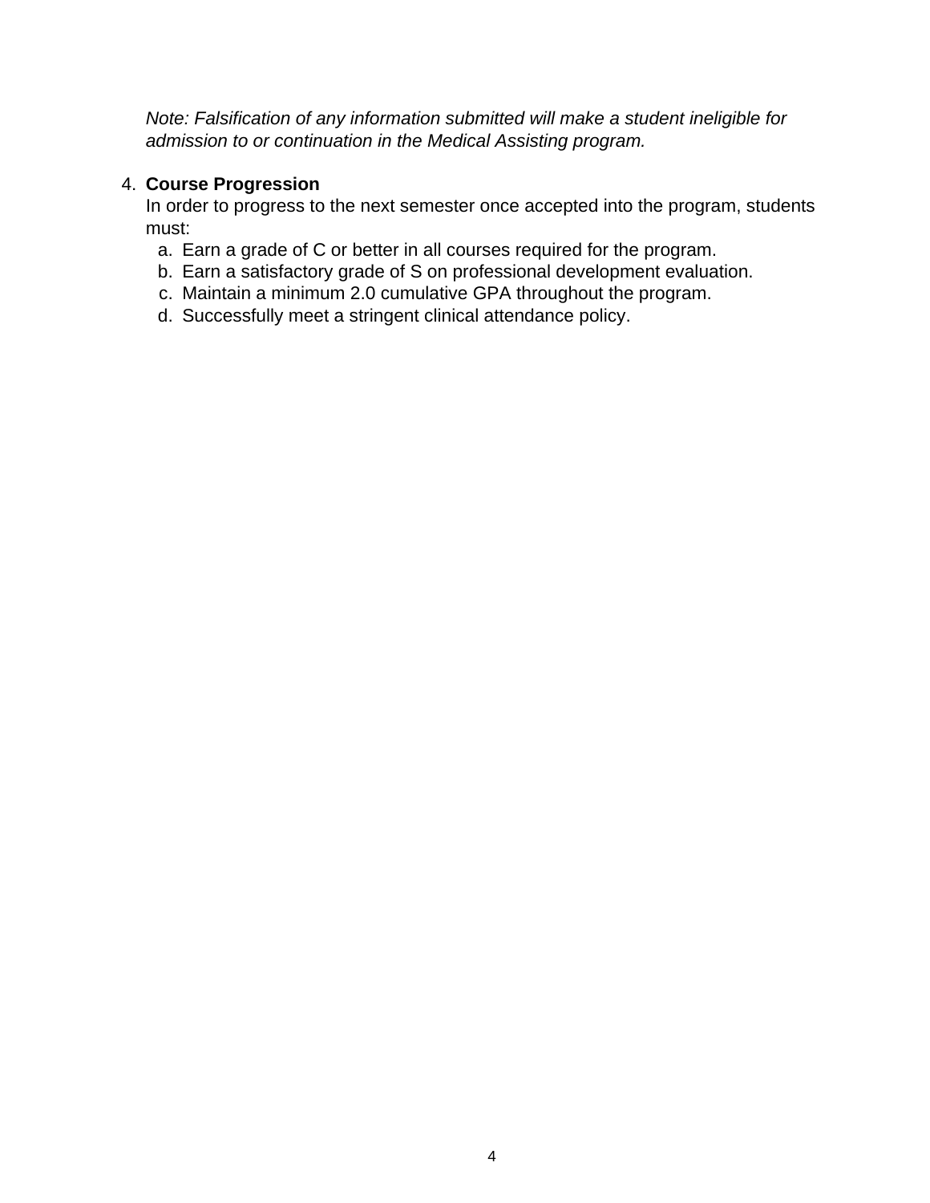*Note: Falsification of any information submitted will make a student ineligible for admission to or continuation in the Medical Assisting program.*

4. **Course Progression**
   In order to progress to the next semester once accepted into the program, students must:
   a. Earn a grade of C or better in all courses required for the program.
   b. Earn a satisfactory grade of S on professional development evaluation.
   c. Maintain a minimum 2.0 cumulative GPA throughout the program.
   d. Successfully meet a stringent clinical attendance policy.